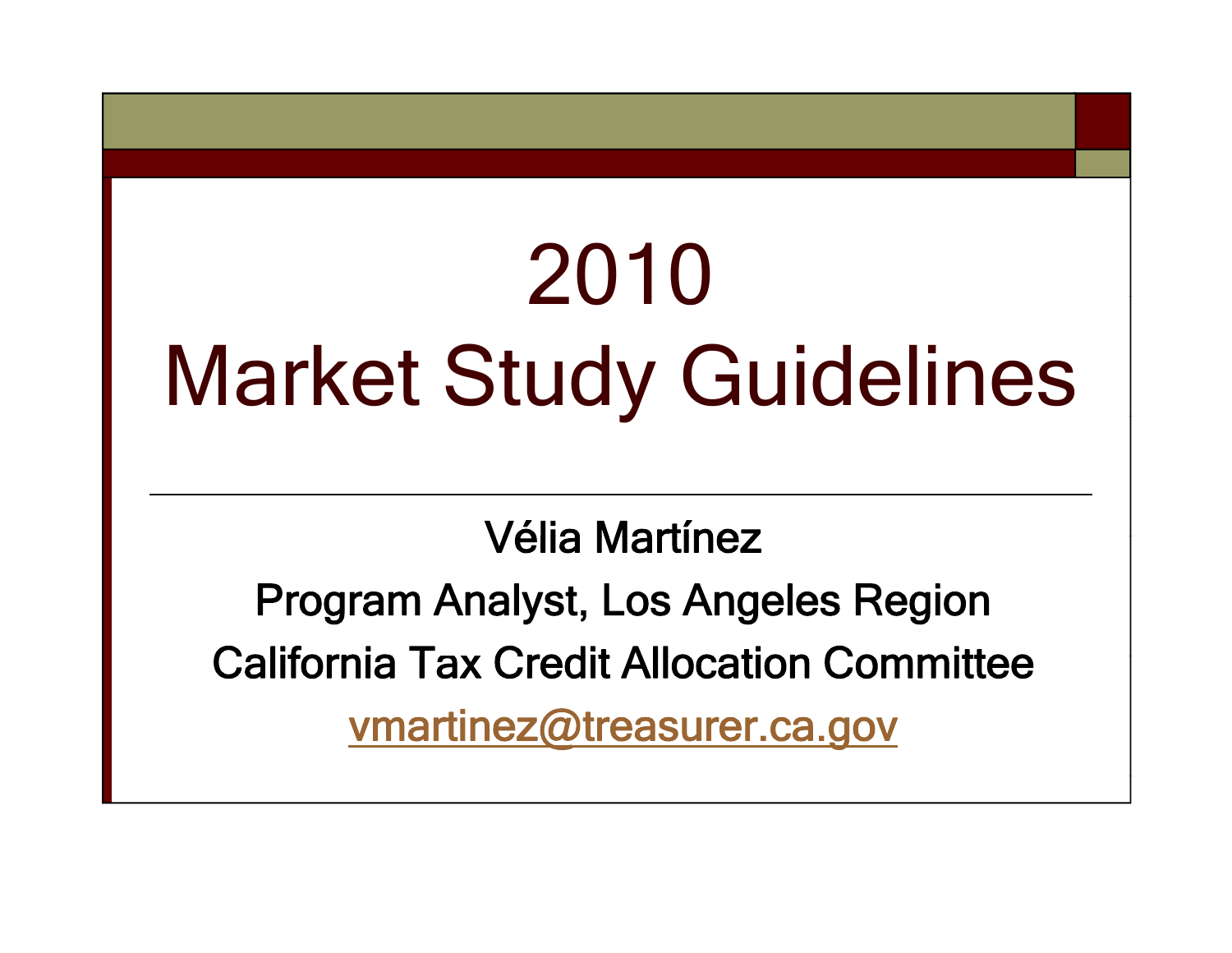# 2010 Market Study Guidelines

Vélia Martínez

Program Analyst, Los Angeles Region

California Tax Credit Allocation Committee

vmartinez@treasurer.ca.gov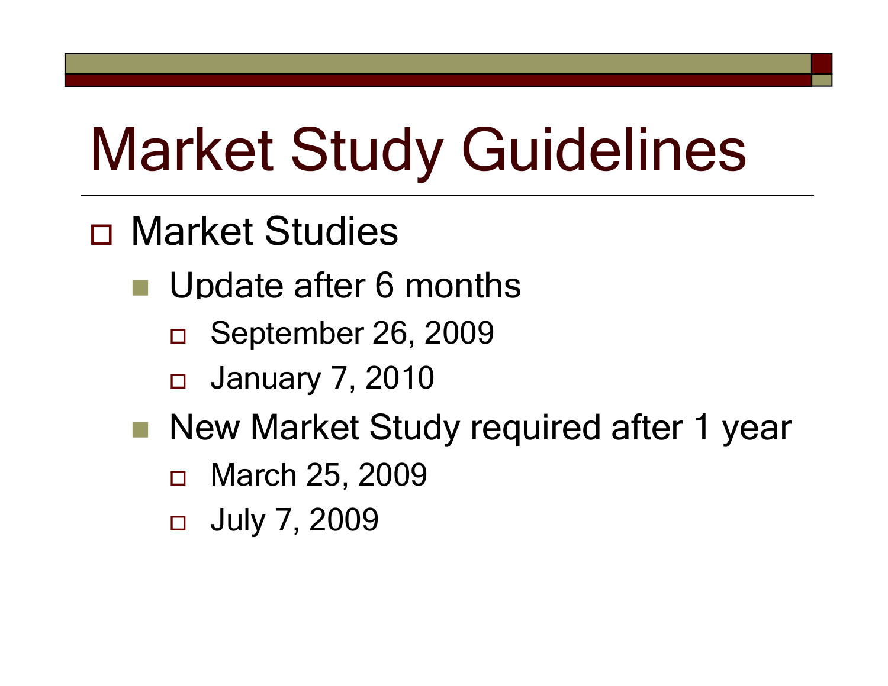# Market Study Guidelines

- Market Studies
  - Update after 6 months
    - September 26, 2009
    - January 7, 2010
  - New Market Study required after 1 year
    - March 25, 2009
    - July 7, 2009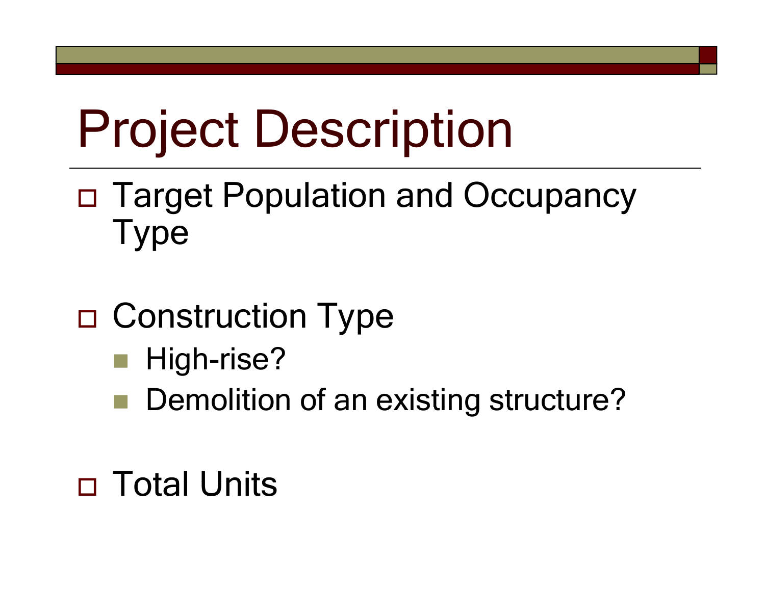# Project Description

- Target Population and Occupancy Type
- Construction Type
  - High-rise?
  - Demolition of an existing structure?
- Total Units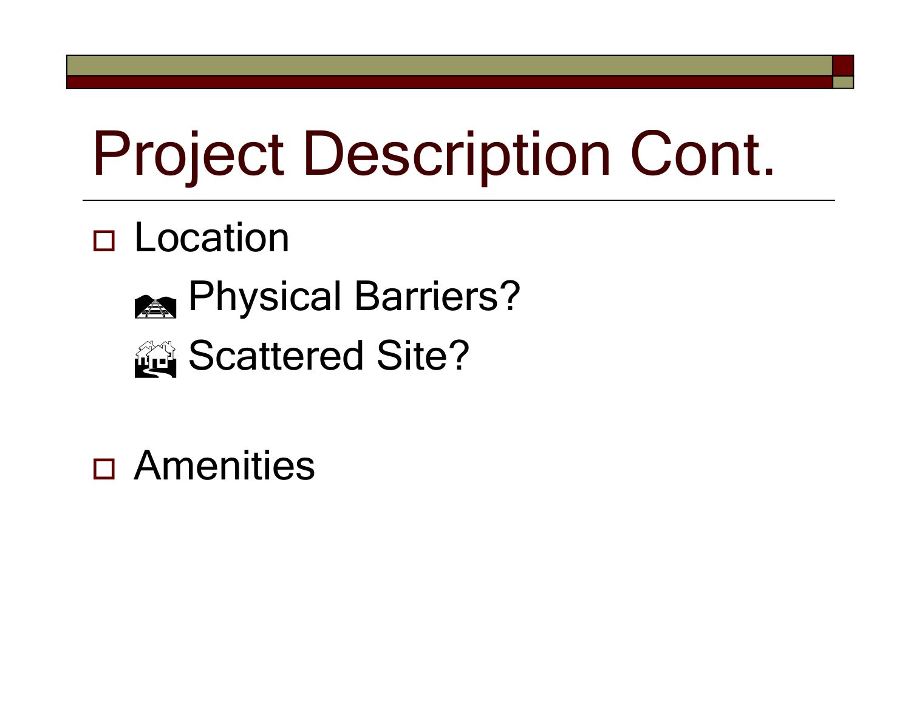# Project Description Cont.

- Location
  - Physical Barriers?
  - Scattered Site?

- Amenities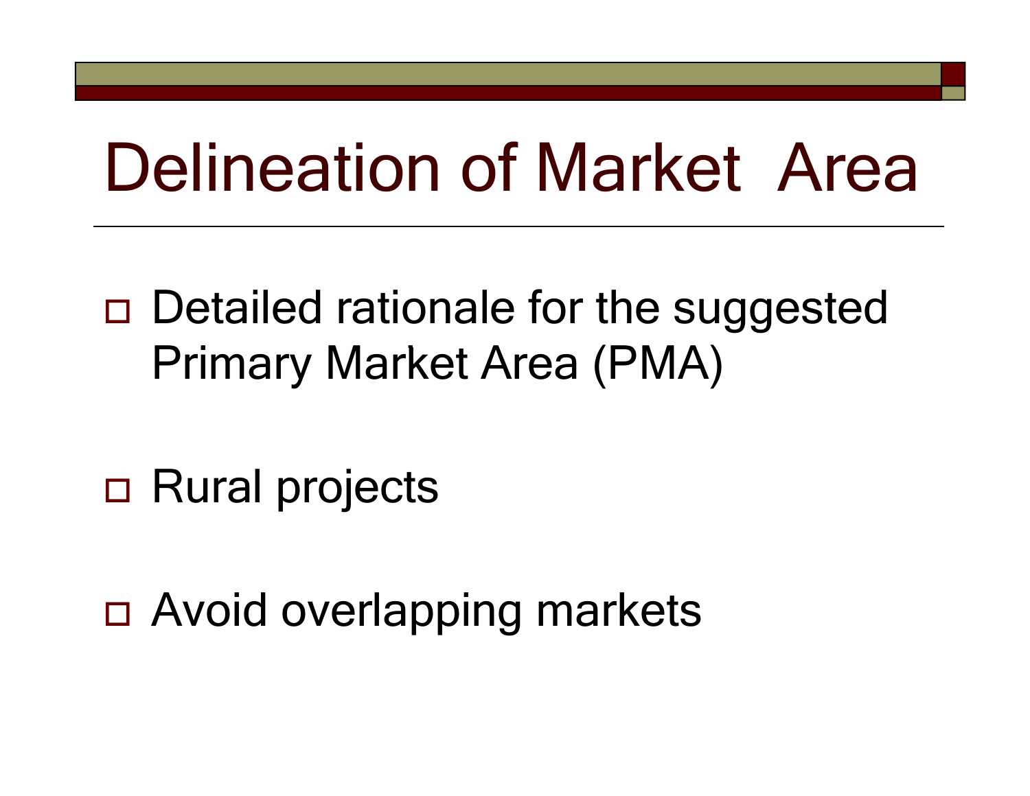# Delineation of Market Area

- Detailed rationale for the suggested Primary Market Area (PMA)
- Rural projects
- Avoid overlapping markets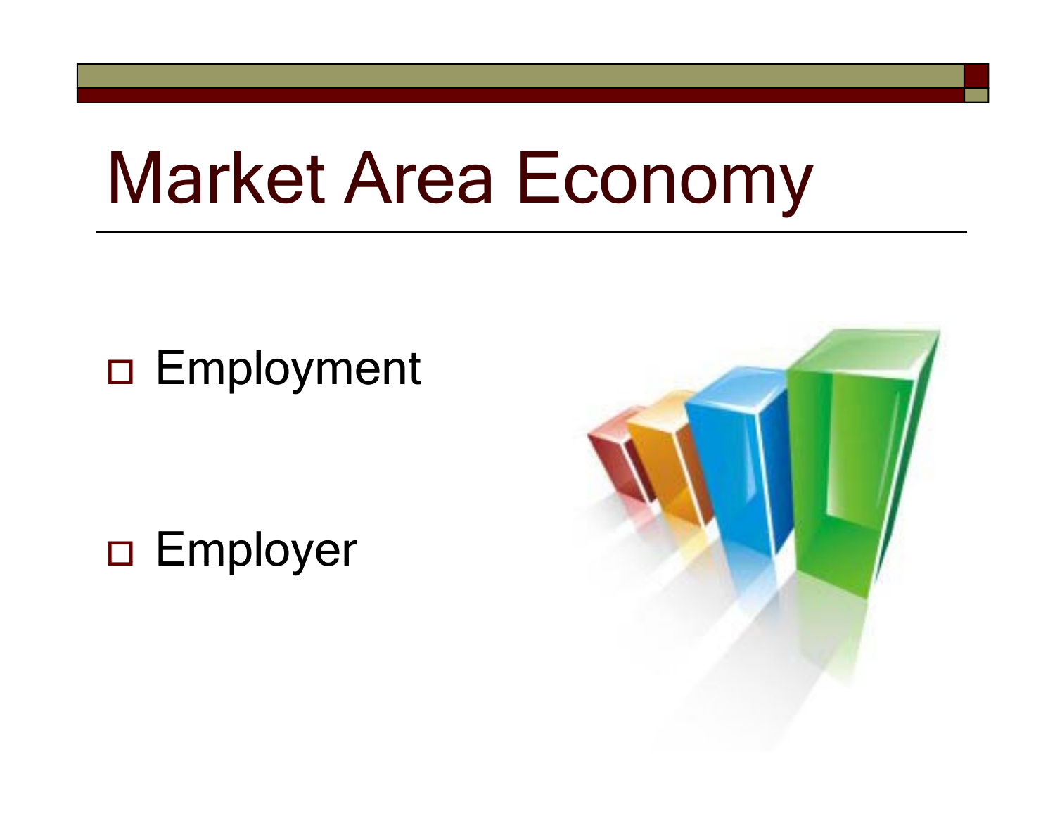# Market Area Economy

- Employment
- Employer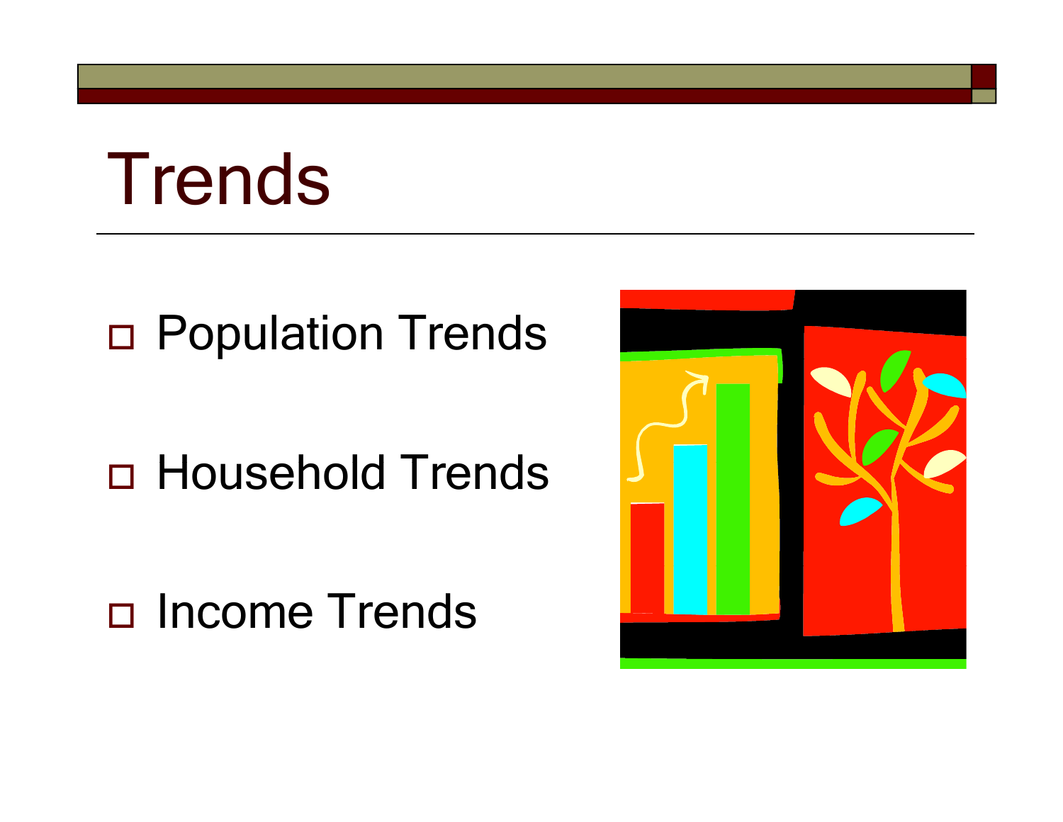# Trends

- Population Trends
- Household Trends
- Income Trends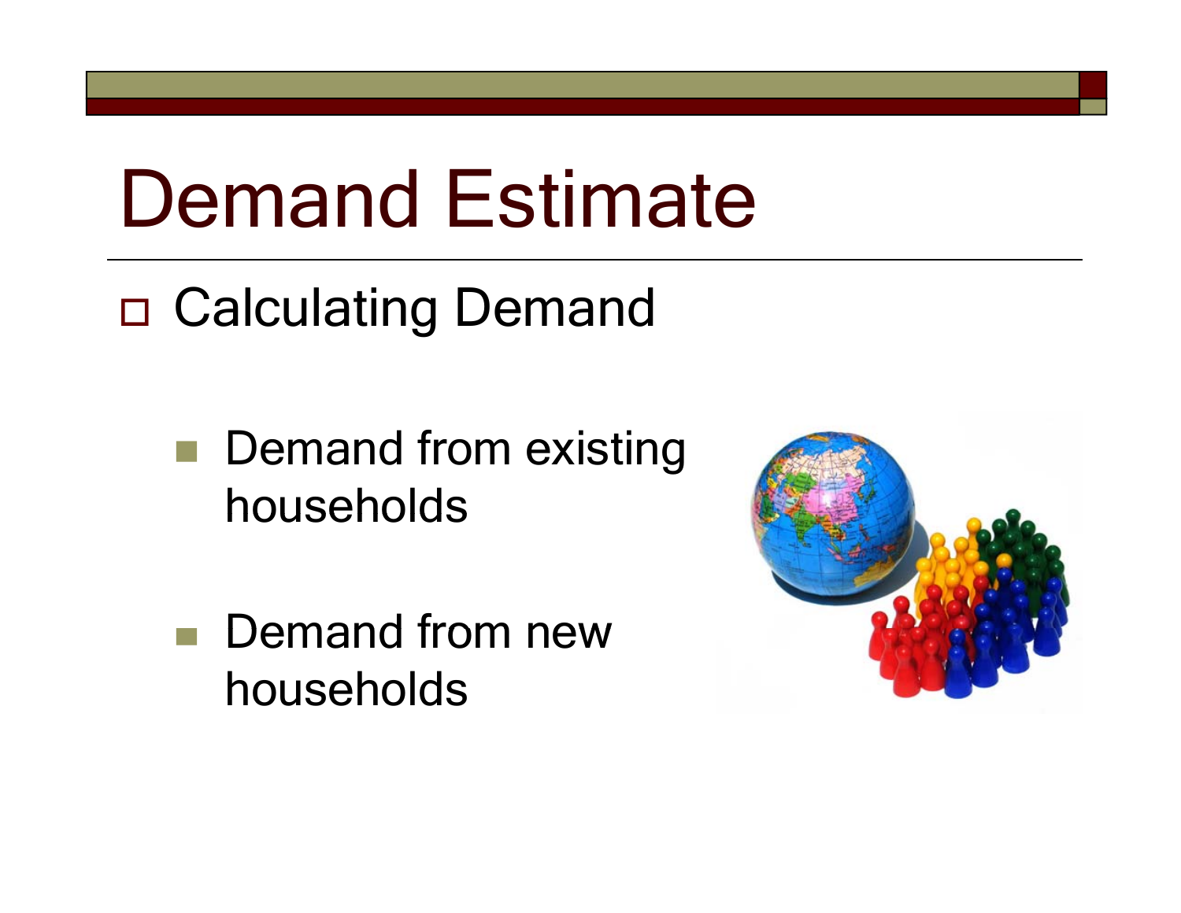# Demand Estimate

- Calculating Demand
  - Demand from existing households
  - Demand from new households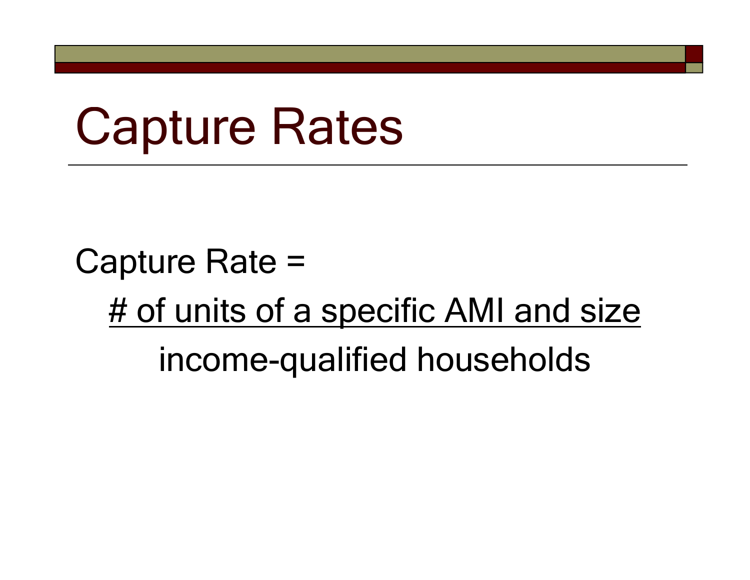# Capture Rates

Capture Rate =

$$\frac{\text{\# of units of a specific AMI and size}}{\text{income-qualified households}}$$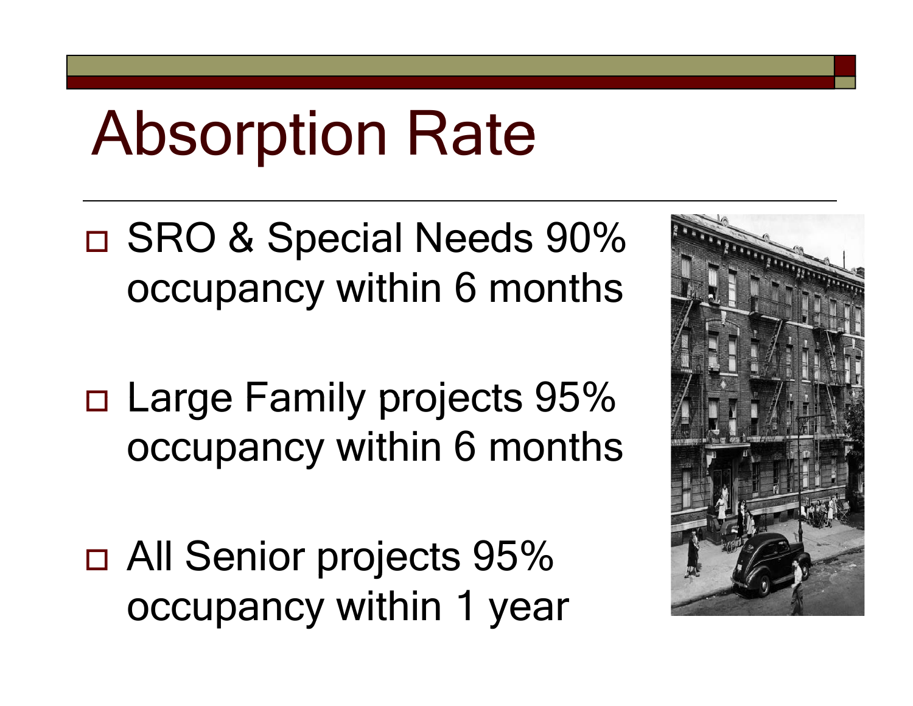# Absorption Rate

- SRO & Special Needs 90% occupancy within 6 months
- Large Family projects 95% occupancy within 6 months
- All Senior projects 95% occupancy within 1 year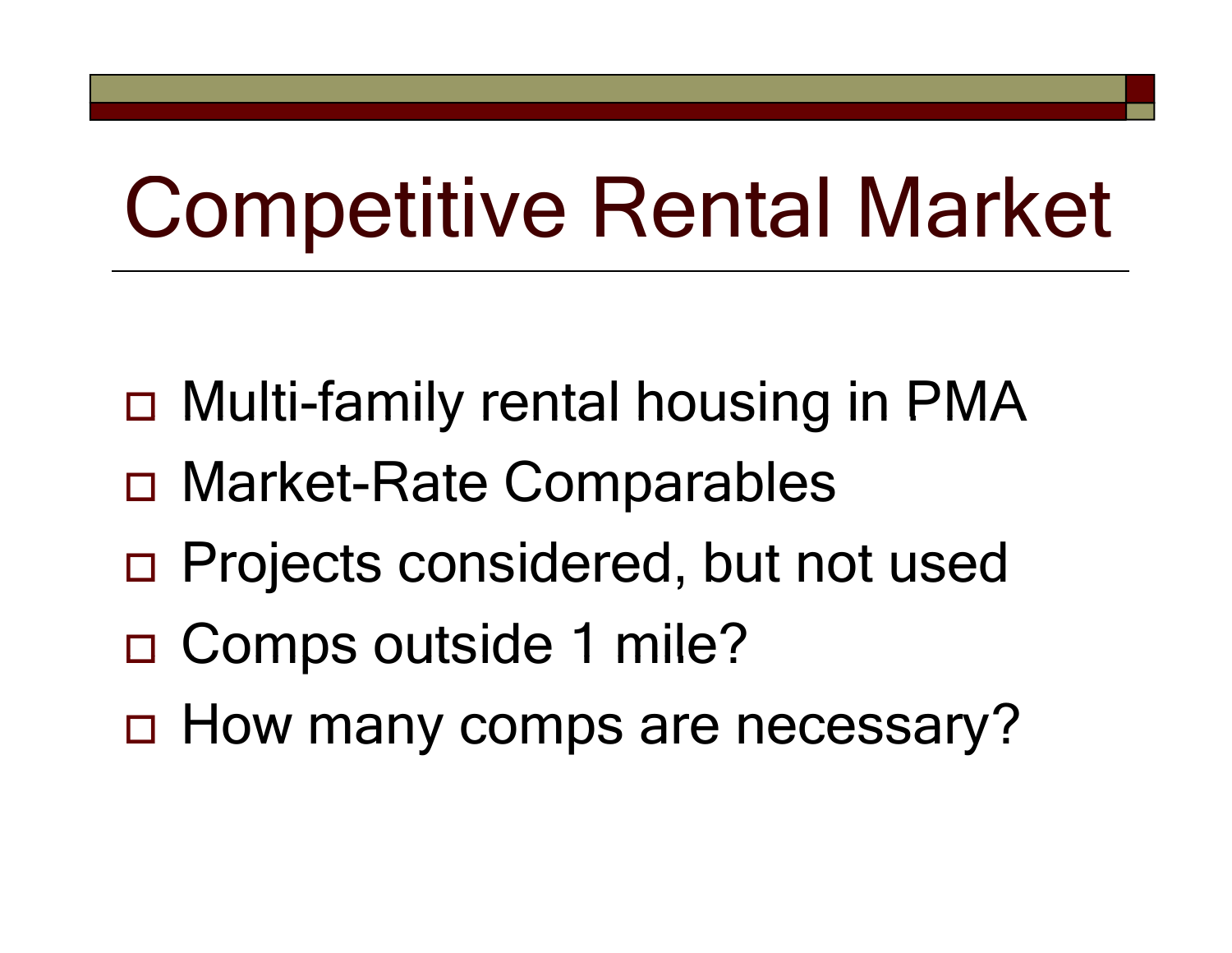# Competitive Rental Market

- Multi-family rental housing in PMA
- Market-Rate Comparables
- Projects considered, but not used
- Comps outside 1 mile?
- How many comps are necessary?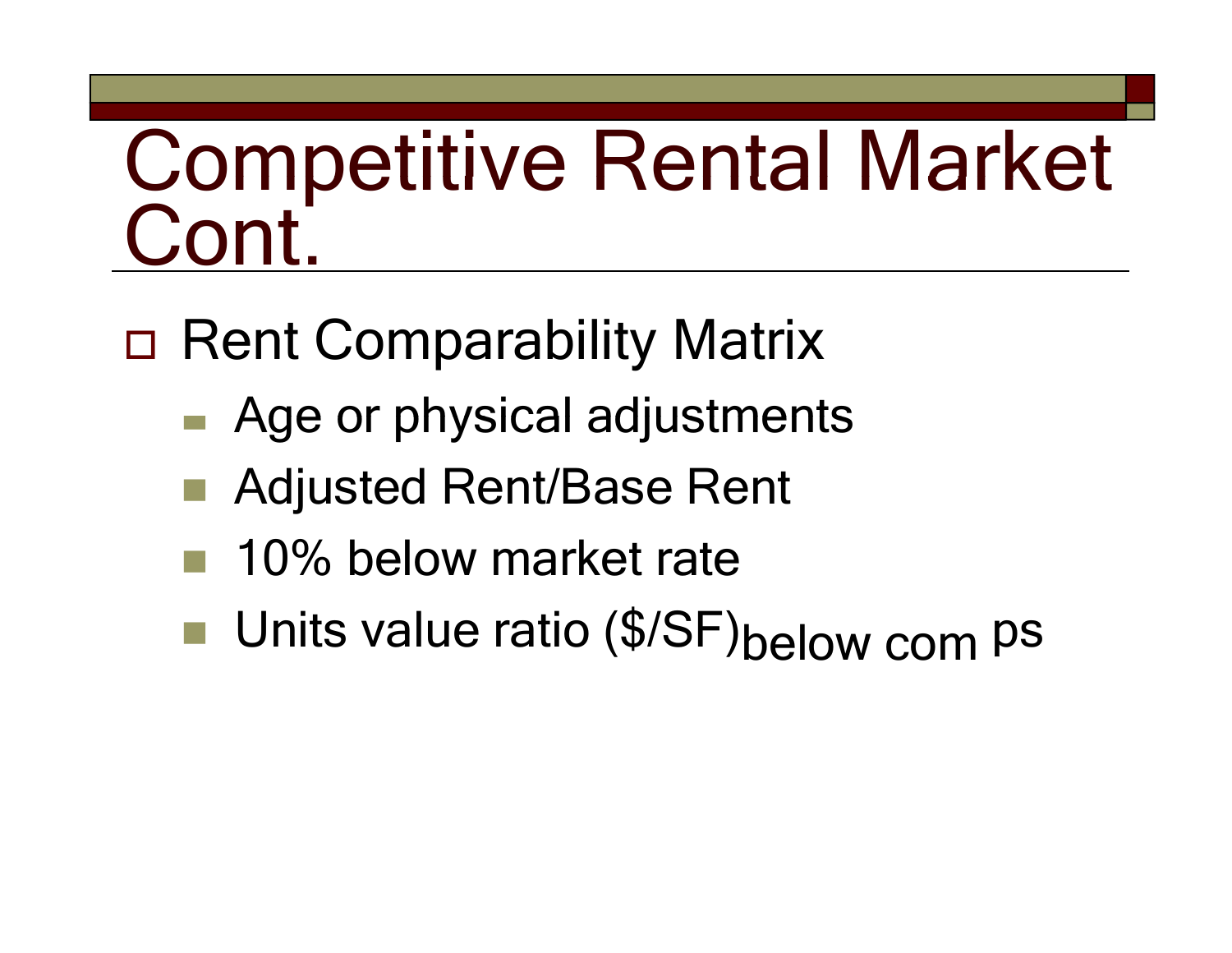# Competitive Rental Market Cont.

- Rent Comparability Matrix
  - Age or physical adjustments
  - Adjusted Rent/Base Rent
  - 10% below market rate
  - Units value ratio ($/SF) below com ps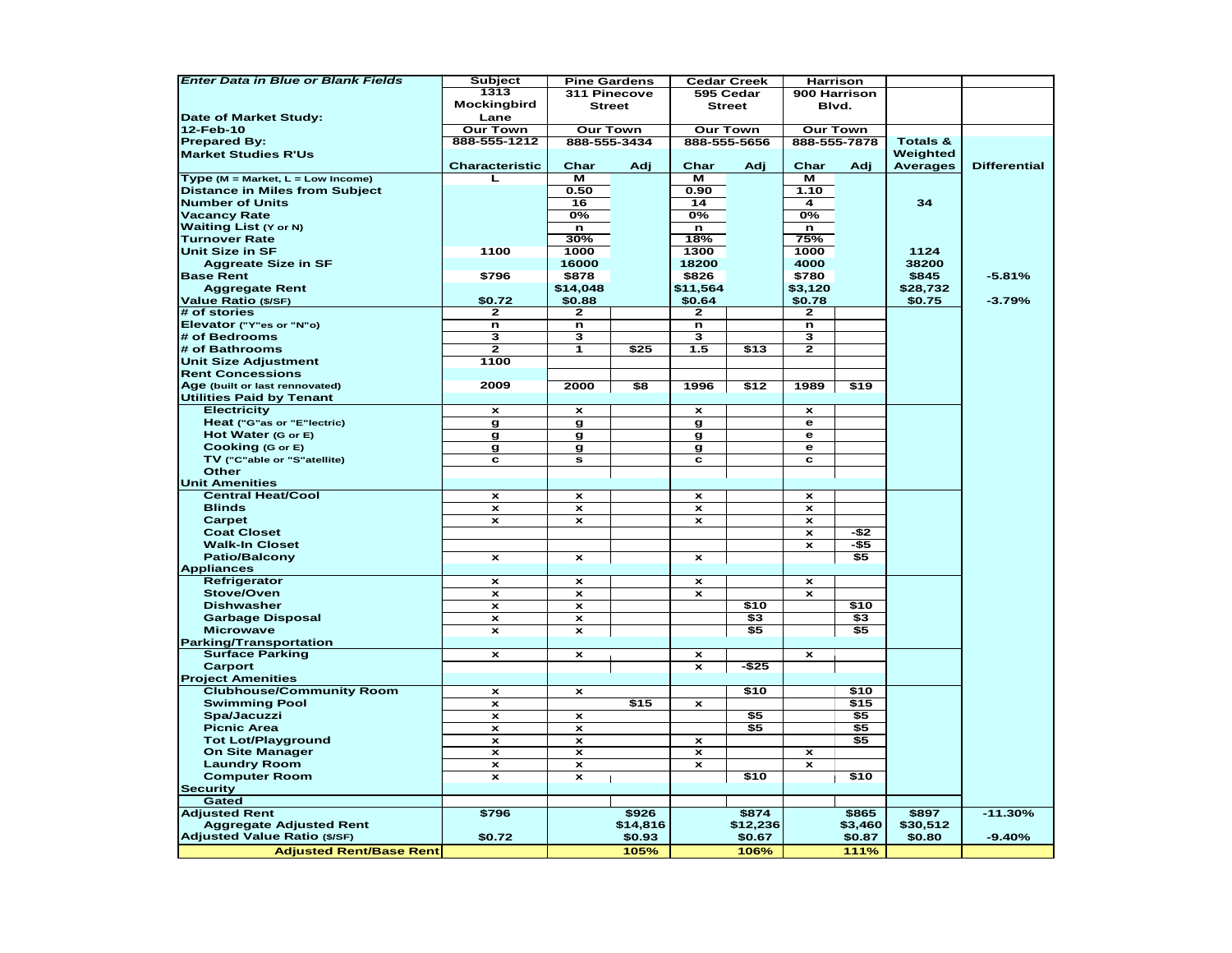| Enter Data in Blue or Blank Fields | Subject | Pine Gardens | | Cedar Creek | | Harrison | | | |
|---|---|---|---|---|---|---|---|---|---|
| | 1313 Mockingbird Lane | 311 Pinecove Street | | 595 Cedar Street | | 900 Harrison Blvd. | | | |
| Date of Market Study: | | | | | | | | | |
| 12-Feb-10 | Our Town | Our Town | | Our Town | | Our Town | | | |
| Prepared By: | 888-555-1212 | 888-555-3434 | | 888-555-5656 | | 888-555-7878 | | Totals & Weighted Averages | Differential |
| Market Studies R'Us | Characteristic | Char | Adj | Char | Adj | Char | Adj | | |
| Type (M = Market, L = Low Income) | L | M | | M | | M | | | |
| Distance in Miles from Subject | | 0.50 | | 0.90 | | 1.10 | | | |
| Number of Units | | 16 | | 14 | | 4 | | 34 | |
| Vacancy Rate | | 0% | | 0% | | 0% | | | |
| Waiting List (Y or N) | | n | | n | | n | | | |
| Turnover Rate | | 30% | | 18% | | 75% | | | |
| Unit Size in SF | 1100 | 1000 | | 1300 | | 1000 | | 1124 | |
| Aggreate Size in SF | | 16000 | | 18200 | | 4000 | | 38200 | |
| Base Rent | $796 | $878 | | $826 | | $780 | | $845 | -5.81% |
| Aggregate Rent | | $14,048 | | $11,564 | | $3,120 | | $28,732 | |
| Value Ratio ($/SF) | $0.72 | $0.88 | | $0.64 | | $0.78 | | $0.75 | -3.79% |
| # of stories | 2 | 2 | | 2 | | 2 | | | |
| Elevator ("Y"es or "N"o) | n | n | | n | | n | | | |
| # of Bedrooms | 3 | 3 | | 3 | | 3 | | | |
| # of Bathrooms | 2 | 1 | $25 | 1.5 | $13 | 2 | | | |
| Unit Size Adjustment | 1100 | | | | | | | | |
| Rent Concessions | | | | | | | | | |
| Age (built or last rennovated) | 2009 | 2000 | $8 | 1996 | $12 | 1989 | $19 | | |
| Utilities Paid by Tenant | | | | | | | | | |
| Electricity | x | x | | x | | x | | | |
| Heat ("G"as or "E"lectric) | g | g | | g | | e | | | |
| Hot Water (G or E) | g | g | | g | | e | | | |
| Cooking (G or E) | g | g | | g | | e | | | |
| TV ("C"able or "S"atellite) | c | s | | c | | c | | | |
| Other | | | | | | | | | |
| Unit Amenities | | | | | | | | | |
| Central Heat/Cool | x | x | | x | | x | | | |
| Blinds | x | x | | x | | x | | | |
| Carpet | x | x | | x | | x | | | |
| Coat Closet | | | | | | x | -$2 | | |
| Walk-In Closet | | | | | | x | -$5 | | |
| Patio/Balcony | x | x | | x | | | $5 | | |
| Appliances | | | | | | | | | |
| Refrigerator | x | x | | x | | x | | | |
| Stove/Oven | x | x | | x | | x | | | |
| Dishwasher | x | x | | | $10 | | $10 | | |
| Garbage Disposal | x | x | | | $3 | | $3 | | |
| Microwave | x | x | | | $5 | | $5 | | |
| Parking/Transportation | | | | | | | | | |
| Surface Parking | x | x | | x | | x | | | |
| Carport | | | | x | -$25 | | | | |
| Project Amenities | | | | | | | | | |
| Clubhouse/Community Room | x | x | | | $10 | | $10 | | |
| Swimming Pool | x | | $15 | x | | | $15 | | |
| Spa/Jacuzzi | x | x | | | $5 | | $5 | | |
| Picnic Area | x | x | | | $5 | | $5 | | |
| Tot Lot/Playground | x | x | | x | | | $5 | | |
| On Site Manager | x | x | | x | | x | | | |
| Laundry Room | x | x | | x | | x | | | |
| Computer Room | x | x | | | $10 | | $10 | | |
| Security | | | | | | | | | |
| Gated | | | | | | | | | |
| Adjusted Rent | $796 | | $926 | | $874 | | $865 | $897 | -11.30% |
| Aggregate Adjusted Rent | | | $14,816 | | $12,236 | | $3,460 | $30,512 | |
| Adjusted Value Ratio ($/SF) | $0.72 | | $0.93 | | $0.67 | | $0.87 | $0.80 | -9.40% |
| Adjusted Rent/Base Rent | | | 105% | | 106% | | 111% | | |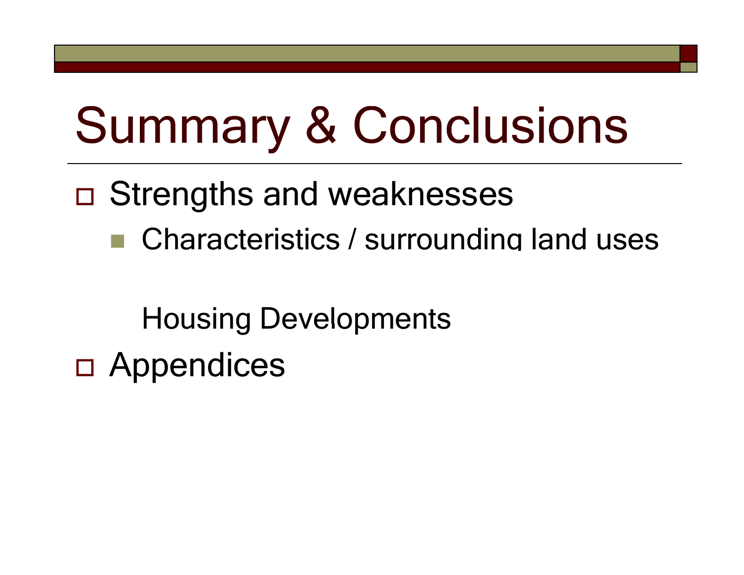# Summary & Conclusions

- Strengths and weaknesses
  - Characteristics / surrounding land uses

    Housing Developments
- Appendices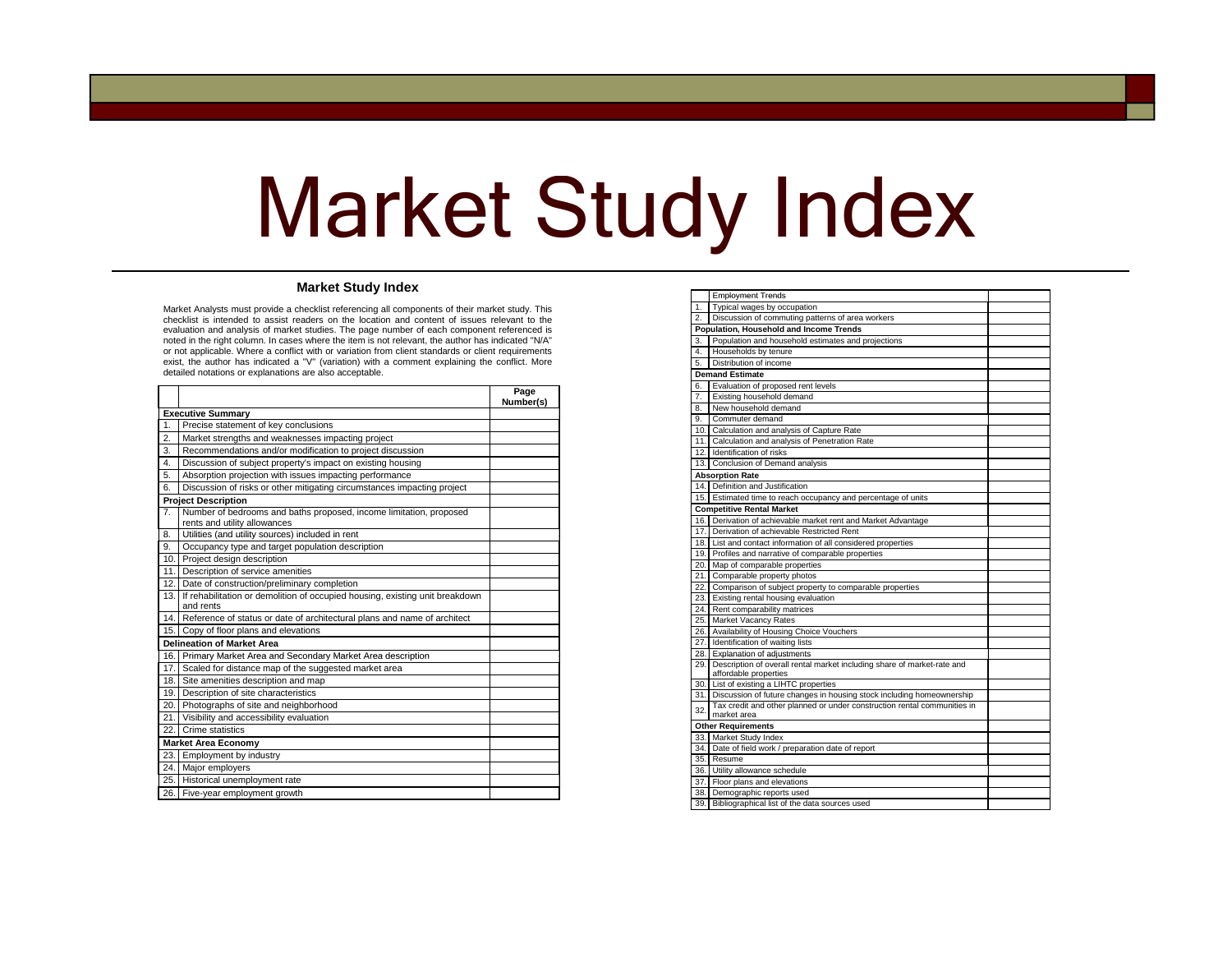# Market Study Index

## Market Study Index

Market Analysts must provide a checklist referencing all components of their market study. This checklist is intended to assist readers on the location and content of issues relevant to the evaluation and analysis of market studies. The page number of each component referenced is noted in the right column. In cases where the item is not relevant, the author has indicated "N/A" or not applicable. Where a conflict with or variation from client standards or client requirements exist, the author has indicated a "V" (variation) with a comment explaining the conflict. More detailed notations or explanations are also acceptable.

| | | Page Number(s) |
|---|---|---|
| **Executive Summary** | | |
| 1. | Precise statement of key conclusions | |
| 2. | Market strengths and weaknesses impacting project | |
| 3. | Recommendations and/or modification to project discussion | |
| 4. | Discussion of subject property's impact on existing housing | |
| 5. | Absorption projection with issues impacting performance | |
| 6. | Discussion of risks or other mitigating circumstances impacting project | |
| **Project Description** | | |
| 7. | Number of bedrooms and baths proposed, income limitation, proposed rents and utility allowances | |
| 8. | Utilities (and utility sources) included in rent | |
| 9. | Occupancy type and target population description | |
| 10. | Project design description | |
| 11. | Description of service amenities | |
| 12. | Date of construction/preliminary completion | |
| 13. | If rehabilitation or demolition of occupied housing, existing unit breakdown and rents | |
| 14. | Reference of status or date of architectural plans and name of architect | |
| 15. | Copy of floor plans and elevations | |
| **Delineation of Market Area** | | |
| 16. | Primary Market Area and Secondary Market Area description | |
| 17. | Scaled for distance map of the suggested market area | |
| 18. | Site amenities description and map | |
| 19. | Description of site characteristics | |
| 20. | Photographs of site and neighborhood | |
| 21. | Visibility and accessibility evaluation | |
| 22. | Crime statistics | |
| **Market Area Economy** | | |
| 23. | Employment by industry | |
| 24. | Major employers | |
| 25. | Historical unemployment rate | |
| 26. | Five-year employment growth | |

| | | |
|---|---|---|
| | Employment Trends | |
| 1. | Typical wages by occupation | |
| 2. | Discussion of commuting patterns of area workers | |
| **Population, Household and Income Trends** | | |
| 3. | Population and household estimates and projections | |
| 4. | Households by tenure | |
| 5. | Distribution of income | |
| **Demand Estimate** | | |
| 6. | Evaluation of proposed rent levels | |
| 7. | Existing household demand | |
| 8. | New household demand | |
| 9. | Commuter demand | |
| 10. | Calculation and analysis of Capture Rate | |
| 11. | Calculation and analysis of Penetration Rate | |
| 12. | Identification of risks | |
| 13. | Conclusion of Demand analysis | |
| **Absorption Rate** | | |
| 14. | Definition and Justification | |
| 15. | Estimated time to reach occupancy and percentage of units | |
| **Competitive Rental Market** | | |
| 16. | Derivation of achievable market rent and Market Advantage | |
| 17. | Derivation of achievable Restricted Rent | |
| 18. | List and contact information of all considered properties | |
| 19. | Profiles and narrative of comparable properties | |
| 20. | Map of comparable properties | |
| 21. | Comparable property photos | |
| 22. | Comparison of subject property to comparable properties | |
| 23. | Existing rental housing evaluation | |
| 24. | Rent comparability matrices | |
| 25. | Market Vacancy Rates | |
| 26. | Availability of Housing Choice Vouchers | |
| 27. | Identification of waiting lists | |
| 28. | Explanation of adjustments | |
| 29. | Description of overall rental market including share of market-rate and affordable properties | |
| 30. | List of existing a LIHTC properties | |
| 31. | Discussion of future changes in housing stock including homeownership | |
| 32. | Tax credit and other planned or under construction rental communities in market area | |
| **Other Requirements** | | |
| 33. | Market Study Index | |
| 34. | Date of field work / preparation date of report | |
| 35. | Resume | |
| 36. | Utility allowance schedule | |
| 37. | Floor plans and elevations | |
| 38. | Demographic reports used | |
| 39. | Bibliographical list of the data sources used | |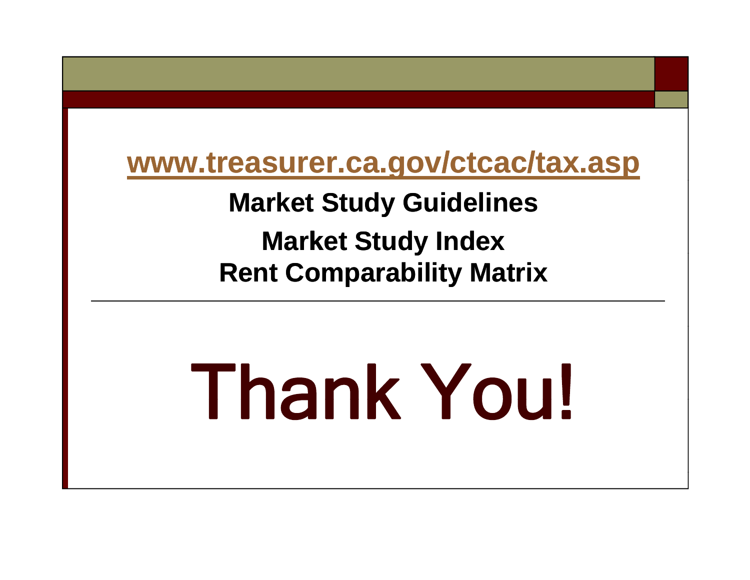[www.treasurer.ca.gov/ctcac/tax.asp](http://www.treasurer.ca.gov/ctcac/tax.asp)

**Market Study Guidelines**

**Market Study Index**

**Rent Comparability Matrix**

---

# Thank You!